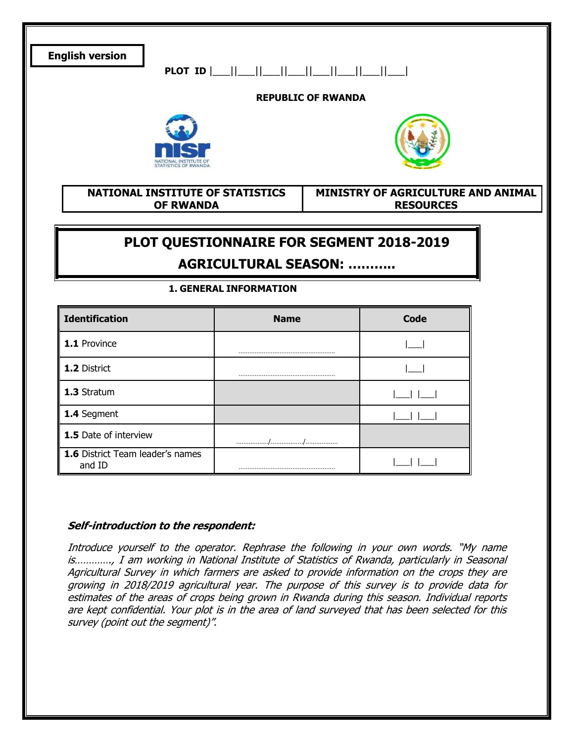**English version**

**PLOT ID** |___||___||___||___||___||___||___||___|

**REPUBLIC OF RWANDA**

| NATIONAL INSTITUTE OF STATISTICS OF RWANDA | MINISTRY OF AGRICULTURE AND ANIMAL RESOURCES |
|---|---|

# PLOT QUESTIONNAIRE FOR SEGMENT 2018-2019

# AGRICULTURAL SEASON: ………..

## 1. GENERAL INFORMATION

| Identification | Name | Code |
|---|---|---|
| **1.1** Province | ……………………………………………… | \|___\| |
| **1.2** District | ……………………………………………… | \|___\| |
| **1.3** Stratum | | \|___\| \|___\| |
| **1.4** Segment | | \|___\| \|___\| |
| **1.5** Date of interview | ……………../……………../…………….. | |
| **1.6** District Team leader's names and ID | ……………………………………………… | \|___\| \|___\| |

***Self-introduction to the respondent:***

*Introduce yourself to the operator. Rephrase the following in your own words. "My name is…………, I am working in National Institute of Statistics of Rwanda, particularly in Seasonal Agricultural Survey in which farmers are asked to provide information on the crops they are growing in 2018/2019 agricultural year. The purpose of this survey is to provide data for estimates of the areas of crops being grown in Rwanda during this season. Individual reports are kept confidential. Your plot is in the area of land surveyed that has been selected for this survey (point out the segment)".*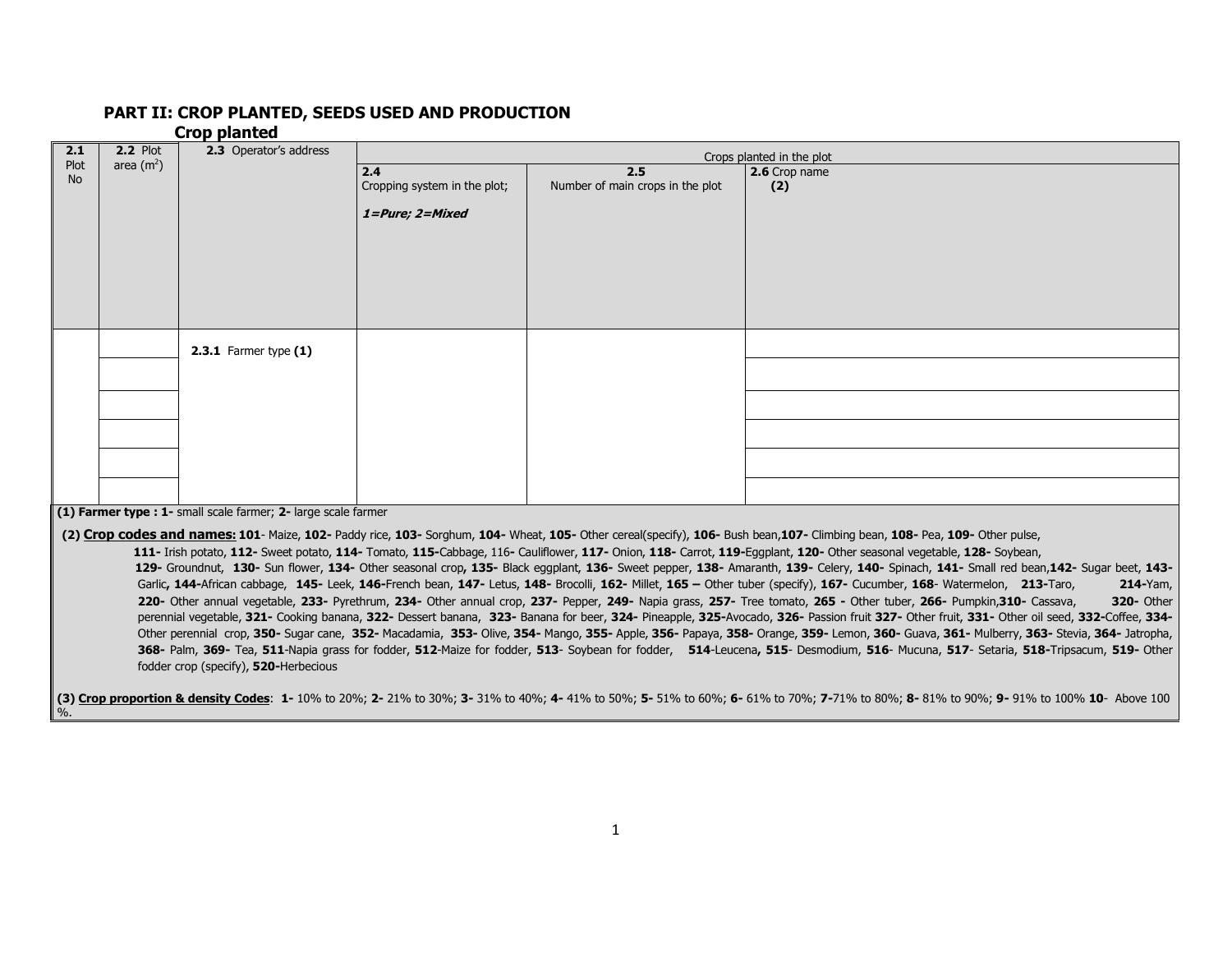## PART II: CROP PLANTED, SEEDS USED AND PRODUCTION

### Crop planted

| **2.1** Plot No | **2.2** Plot area ($m^2$) | **2.3** Operator's address | Crops planted in the plot | | |
|---|---|---|---|---|---|
| | | | **2.4** Cropping system in the plot; ***1=Pure; 2=Mixed*** | **2.5** Number of main crops in the plot | **2.6** Crop name **(2)** |
| | | **2.3.1** Farmer type **(1)** | | | |
| | | | | | |
| | | | | | |
| | | | | | |
| | | | | | |
| | | | | | |

**(1) Farmer type : 1-** small scale farmer; **2-** large scale farmer

**(2) Crop codes and names: 101**- Maize, **102-** Paddy rice, **103-** Sorghum, **104-** Wheat, **105-** Other cereal(specify), **106-** Bush bean,**107-** Climbing bean, **108-** Pea, **109-** Other pulse, **111-** Irish potato, **112-** Sweet potato, **114-** Tomato, **115-**Cabbage, 116- Cauliflower, **117-** Onion, **118-** Carrot, **119-**Eggplant, **120-** Other seasonal vegetable, **128-** Soybean, **129-** Groundnut, **130-** Sun flower, **134-** Other seasonal crop**,** **135-** Black eggplant, **136-** Sweet pepper, **138-** Amaranth, **139-** Celery, **140-** Spinach, **141-** Small red bean,**142-** Sugar beet, **143-** Garlic**,** **144-**African cabbage, **145-** Leek, **146-**French bean, **147-** Letus, **148-** Brocolli, **162-** Millet, **165 –** Other tuber (specify), **167-** Cucumber, **168**- Watermelon, **213-**Taro, **214-**Yam, **220-** Other annual vegetable, **233-** Pyrethrum, **234-** Other annual crop, **237-** Pepper, **249-** Napia grass, **257-** Tree tomato, **265 -** Other tuber, **266-** Pumpkin,**310-** Cassava, **320-** Other perennial vegetable, **321-** Cooking banana, **322-** Dessert banana, **323-** Banana for beer, **324-** Pineapple, **325-**Avocado, **326-** Passion fruit **327-** Other fruit, **331-** Other oil seed, **332-**Coffee, **334-** Other perennial crop, **350-** Sugar cane, **352-** Macadamia, **353-** Olive, **354-** Mango, **355-** Apple, **356-** Papaya, **358-** Orange, **359-** Lemon, **360-** Guava, **361-** Mulberry, **363-** Stevia, **364-** Jatropha, **368-** Palm, **369-** Tea, **511**-Napia grass for fodder, **512**-Maize for fodder, **513**- Soybean for fodder, **514**-Leucena**, 515**- Desmodium, **516**- Mucuna, **517**- Setaria, **518-**Tripsacum, **519-** Other fodder crop (specify), **520-**Herbecious

**(3) Crop proportion & density Codes**: **1-** 10% to 20%; **2-** 21% to 30%; **3-** 31% to 40%; **4-** 41% to 50%; **5-** 51% to 60%; **6-** 61% to 70%; **7-**71% to 80%; **8-** 81% to 90%; **9-** 91% to 100% **10**- Above 100 %.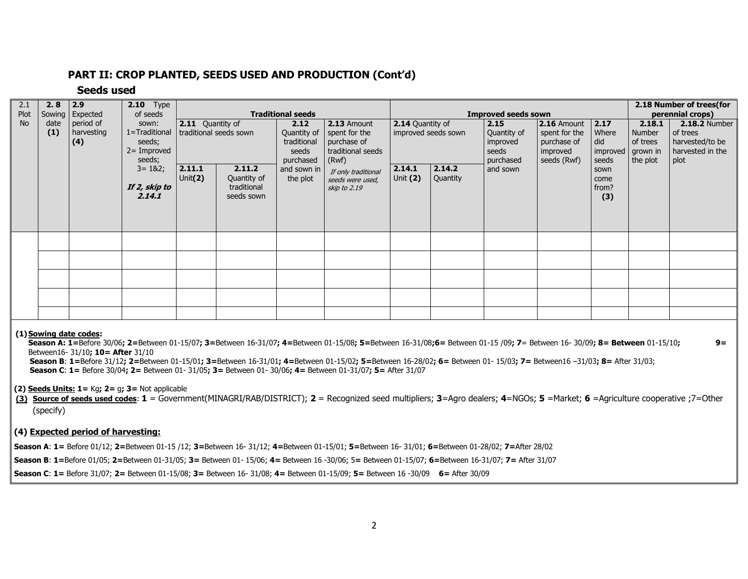## PART II: CROP PLANTED, SEEDS USED AND PRODUCTION (Cont'd)

### Seeds used

| 2.1 Plot No | 2. 8 Sowing date (1) | 2.9 Expected period of harvesting (4) | 2.10 Type of seeds sown: 1=Traditional seeds; 2= Improved seeds; 3= 1&2; *If 2, skip to 2.14.1* | Traditional seeds | | | | Improved seeds sown | | | | | 2.18 Number of trees(for perennial crops) | |
|---|---|---|---|---|---|---|---|---|---|---|---|---|---|---|
| | | | | 2.11 Quantity of traditional seeds sown | | 2.12 Quantity of traditional seeds purchased and sown in the plot | 2.13 Amount spent for the purchase of traditional seeds (Rwf) *If only traditional seeds were used, skip to 2.19* | 2.14 Quantity of improved seeds sown | | 2.15 Quantity of improved seeds purchased and sown | 2.16 Amount spent for the purchase of improved seeds (Rwf) | 2.17 Where did improved seeds sown come from? (3) | 2.18.1 Number of trees grown in the plot | 2.18.2 Number of trees harvested/to be harvested in the plot |
| | | | | 2.11.1 Unit(2) | 2.11.2 Quantity of traditional seeds sown | | | 2.14.1 Unit (2) | 2.14.2 Quantity | | | | | |
| | | | | | | | | | | | | | | |
| | | | | | | | | | | | | | | |
| | | | | | | | | | | | | | | |
| | | | | | | | | | | | | | | |
| | | | | | | | | | | | | | | |

**(1) Sowing date codes:**

**Season A: 1=**Before 30/06**; 2=**Between 01-15/07**; 3=**Between 16-31/07**; 4=**Between 01-15/08**; 5=**Between 16-31/08**;6=** Between 01-15 /09**; 7**= Between 16- 30/09**; 8= Between** 01-15/10**; 9=** Between16- 31/10**; 10= After** 31/10

**Season B**: **1=**Before 31/12**; 2=**Between 01-15/01**; 3=**Between 16-31/01**; 4=**Between 01-15/02**; 5=**Between 16-28/02**; 6=** Between 01- 15/03**; 7=** Between16 –31/03**; 8=** After 31/03;

**Season C**: **1=** Before 30/04**; 2=** Between 01- 31/05**; 3=** Between 01- 30/06**; 4=** Between 01-31/07**; 5=** After 31/07

**(2) Seeds Units: 1=** Kg**; 2=** g**; 3=** Not applicable

**(3) Source of seeds used codes**: **1** = Government(MINAGRI/RAB/DISTRICT); **2** = Recognized seed multipliers; **3**=Agro dealers; **4**=NGOs; **5** =Market; **6** =Agriculture cooperative ;7=Other (specify)

**(4) Expected period of harvesting:**

**Season A**: **1=** Before 01/12; **2=**Between 01-15 /12; **3=**Between 16- 31/12; **4=**Between 01-15/01; **5=**Between 16- 31/01; **6=**Between 01-28/02; **7=**After 28/02

**Season B**: **1=**Before 01/05; **2=**Between 01-31/05; **3=** Between 01- 15/06; **4=** Between 16 -30/06; 5= Between 01-15/07; **6=**Between 16-31/07; **7=** After 31/07

**Season C**: **1=** Before 31/07; **2=** Between 01-15/08; **3=** Between 16- 31/08; **4=** Between 01-15/09; **5=** Between 16 -30/09 **6=** After 30/09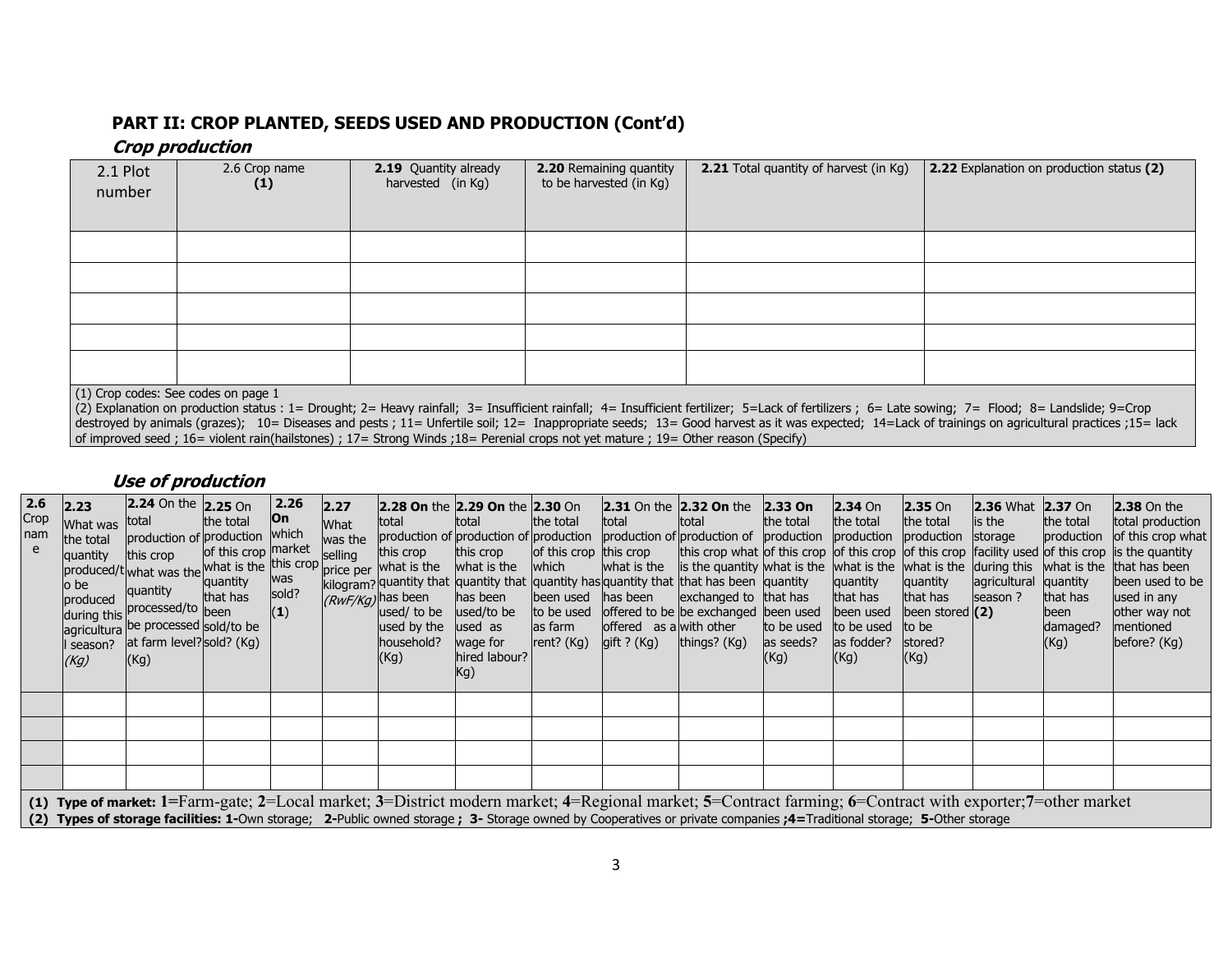## PART II: CROP PLANTED, SEEDS USED AND PRODUCTION (Cont'd)

### *Crop production*

| 2.1 Plot number | 2.6 Crop name (1) | **2.19** Quantity already harvested (in Kg) | **2.20** Remaining quantity to be harvested (in Kg) | **2.21** Total quantity of harvest (in Kg) | **2.22** Explanation on production status **(2)** |
|---|---|---|---|---|---|
| | | | | | |
| | | | | | |
| | | | | | |
| | | | | | |
| | | | | | |

(1) Crop codes: See codes on page 1
(2) Explanation on production status : 1= Drought; 2= Heavy rainfall; 3= Insufficient rainfall; 4= Insufficient fertilizer; 5=Lack of fertilizers ; 6= Late sowing; 7= Flood; 8= Landslide; 9=Crop destroyed by animals (grazes); 10= Diseases and pests ; 11= Unfertile soil; 12= Inappropriate seeds; 13= Good harvest as it was expected; 14=Lack of trainings on agricultural practices ;15= lack of improved seed ; 16= violent rain(hailstones) ; 17= Strong Winds ;18= Perenial crops not yet mature ; 19= Other reason (Specify)

### *Use of production*

| **2.6** Crop name | **2.23** What was the total quantity produced/to be produced during this agricultural season? *(Kg)* | **2.24** On the total production of this crop what was the quantity processed/to be processed at farm level? (Kg) | **2.25** On the total production of this crop what is the quantity that has been sold/to be sold? (Kg) | **2.26 On** which market this crop was sold? (**1**) | **2.27** What was the selling price per kilogram? *(RwF/Kg)* | **2.28 On** the total production of this crop what is the quantity that has been used/ to be used by the household? (Kg) | **2.29 On** the total production of this crop what is the quantity that has been used/to be used as wage for hired labour? Kg) | **2.30** On the total production of this crop which quantity has been used to be used as farm rent? (Kg) | **2.31** On the total production of this crop what is the quantity that has been offered to be offered as a gift ? (Kg) | **2.32 On** the total production of this crop what is the quantity that has been exchanged to be exchanged with other things? (Kg) | **2.33 On** the total production of this crop what is the quantity that has been used to be used as seeds? (Kg) | **2.34** On the total production of this crop what is the quantity that has been used to be used as fodder? (Kg) | **2.35** On the total production of this crop what is the quantity that has been stored to be stored? (Kg) | **2.36** What is the storage facility used during this agricultural season ? **(2)** | **2.37** On the total production of this crop what is the quantity that has been damaged? (Kg) | **2.38** On the total production of this crop what is the quantity that has been been used to be used in any other way not mentioned before? (Kg) |
|---|---|---|---|---|---|---|---|---|---|---|---|---|---|---|---|---|
| | | | | | | | | | | | | | | | | |
| | | | | | | | | | | | | | | | | |
| | | | | | | | | | | | | | | | | |
| | | | | | | | | | | | | | | | | |

**(1) Type of market: 1**=Farm-gate; **2**=Local market; **3**=District modern market; **4**=Regional market; **5**=Contract farming; **6**=Contract with exporter;**7**=other market
**(2) Types of storage facilities: 1-**Own storage; **2-**Public owned storage **; 3-** Storage owned by Cooperatives or private companies **;4=**Traditional storage; **5-**Other storage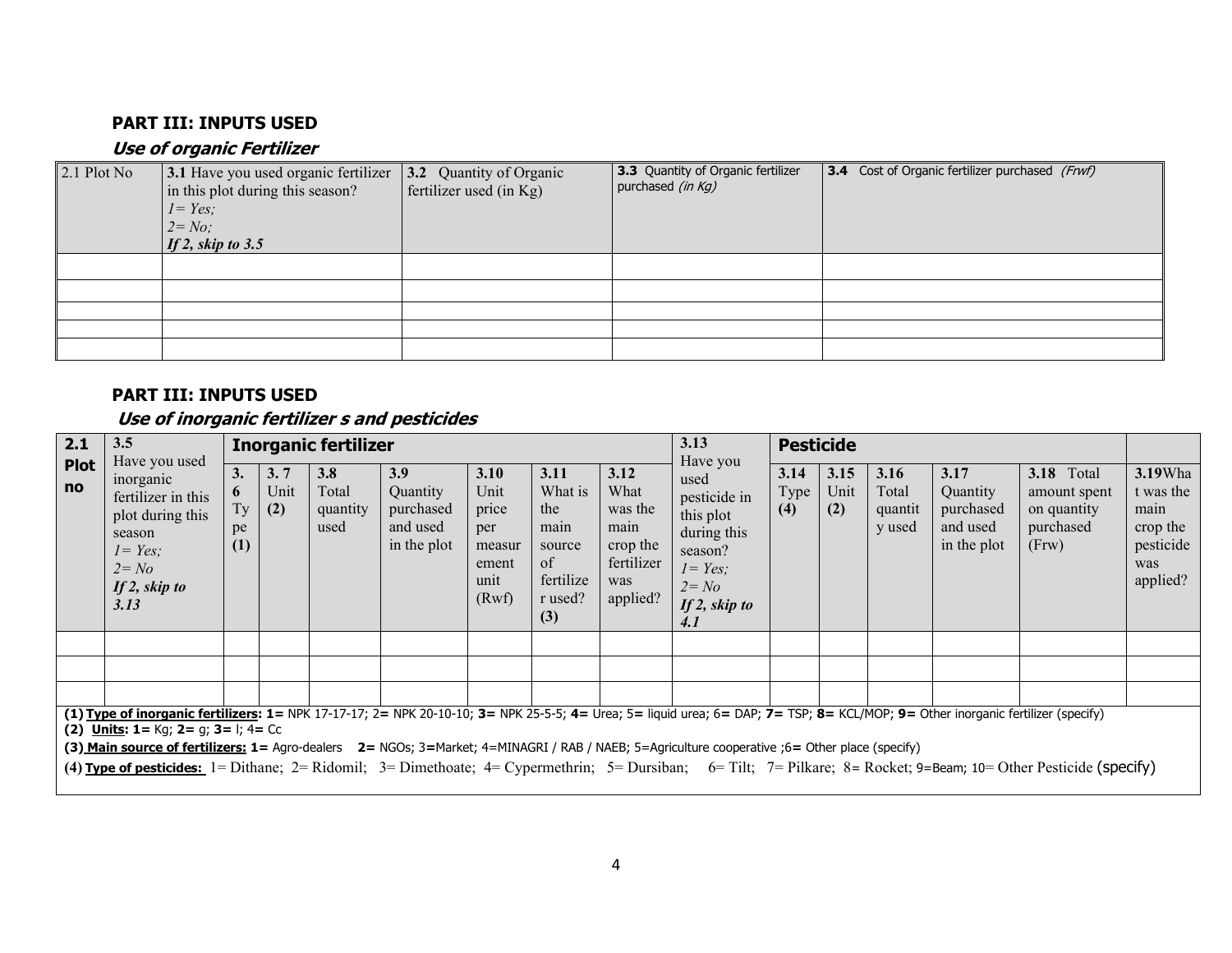## PART III: INPUTS USED

### *Use of organic Fertilizer*

| 2.1 Plot No | **3.1** Have you used organic fertilizer in this plot during this season? *1= Yes;* *2= No;* ***If 2, skip to 3.5*** | **3.2** Quantity of Organic fertilizer used (in Kg) | **3.3** Quantity of Organic fertilizer purchased *(in Kg)* | **3.4** Cost of Organic fertilizer purchased *(Frwf)* |
|---|---|---|---|---|
| | | | | |
| | | | | |
| | | | | |
| | | | | |
| | | | | |

## PART III: INPUTS USED

### *Use of inorganic fertilizer s and pesticides*

| **2.1 Plot no** | **3.5** Have you used inorganic fertilizer in this plot during this season *1= Yes;* *2= No* ***If 2, skip to 3.13*** | **Inorganic fertilizer** | | | | | | | **3.13** Have you used pesticide in this plot during this season? *1= Yes;* *2= No* ***If 2, skip to 4.1*** | **Pesticide** | | | | | |
|---|---|---|---|---|---|---|---|---|---|---|---|---|---|---|---|
| | | **3.6** Type **(1)** | **3.7** Unit **(2)** | **3.8** Total quantity used | **3.9** Quantity purchased and used in the plot | **3.10** Unit price per measurement unit (Rwf) | **3.11** What is the main source of fertilizer used? **(3)** | **3.12** What was the main crop the fertilizer was applied? | | **3.14** Type **(4)** | **3.15** Unit **(2)** | **3.16** Total quantity used | **3.17** Quantity purchased and used in the plot | **3.18** Total amount spent on quantity purchased (Frw) | **3.19** What was the main crop the pesticide was applied? |
| | | | | | | | | | | | | | | | |
| | | | | | | | | | | | | | | | |
| | | | | | | | | | | | | | | | |

**(1) Type of inorganic fertilizers: 1=** NPK 17-17-17; 2**=** NPK 20-10-10; **3=** NPK 25-5-5; **4=** Urea; **5=** liquid urea; 6**=** DAP; **7=** TSP; **8=** KCL/MOP; **9=** Other inorganic fertilizer (specify)

**(2) Units: 1=** Kg; **2=** g; **3=** l; 4**=** Cc

**(3) Main source of fertilizers: 1=** Agro-dealers **2=** NGOs; 3**=**Market; 4=MINAGRI / RAB / NAEB; 5=Agriculture cooperative ;6**=** Other place (specify)

**(4) Type of pesticides:** 1= Dithane; 2= Ridomil; 3= Dimethoate; 4= Cypermethrin; 5= Dursiban; 6= Tilt; 7= Pilkare; 8= Rocket; 9=Beam; 10= Other Pesticide (specify)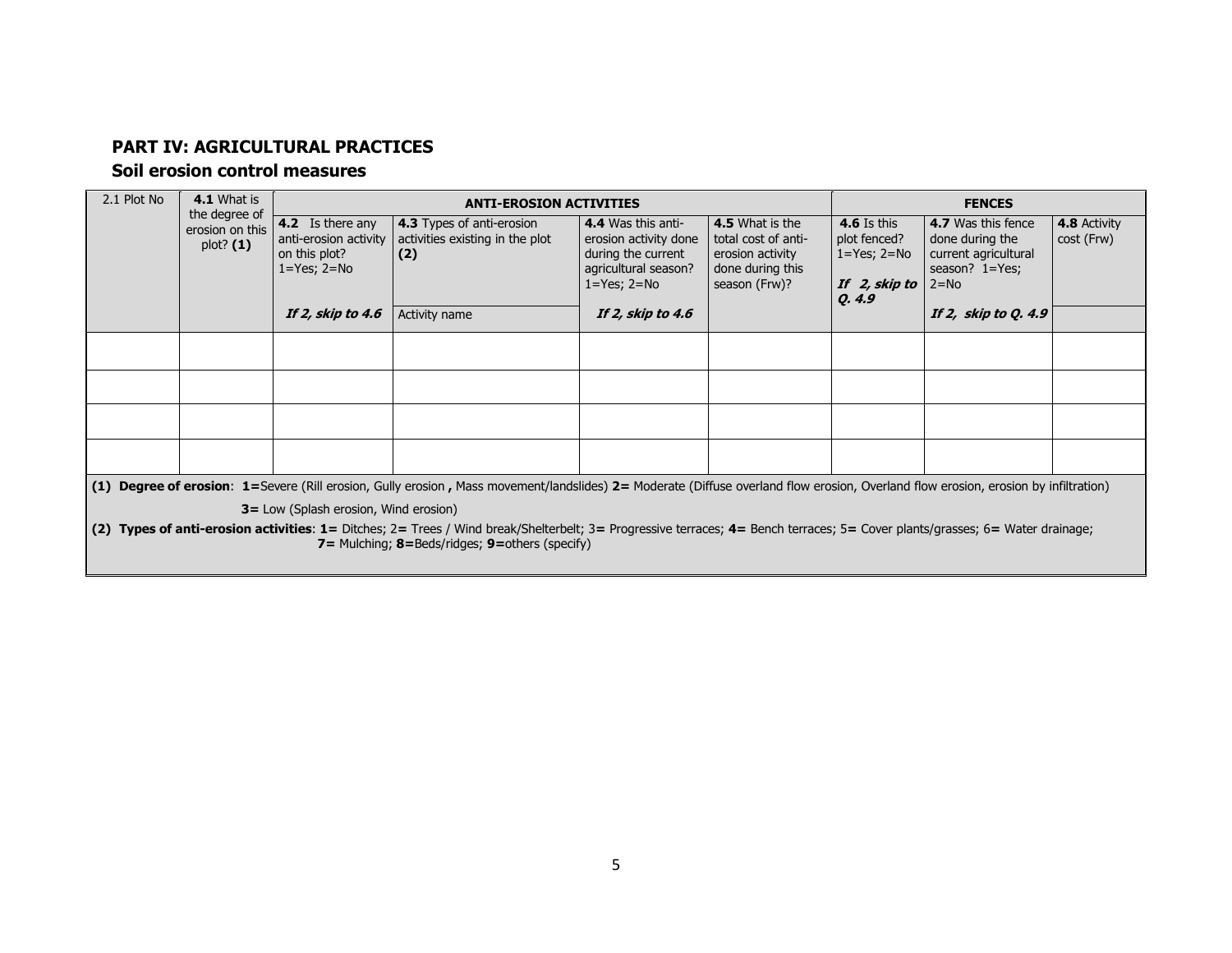## PART IV: AGRICULTURAL PRACTICES

### Soil erosion control measures

| 2.1 Plot No | **4.1** What is the degree of erosion on this plot? **(1)** | ANTI-EROSION ACTIVITIES | | | | FENCES | | |
|---|---|---|---|---|---|---|---|---|
| | | **4.2** Is there any anti-erosion activity on this plot? 1=Yes; 2=No *If 2, skip to 4.6* | **4.3** Types of anti-erosion activities existing in the plot **(2)** Activity name | **4.4** Was this anti-erosion activity done during the current agricultural season? 1=Yes; 2=No *If 2, skip to 4.6* | **4.5** What is the total cost of anti-erosion activity done during this season (Frw)? | **4.6** Is this plot fenced? 1=Yes; 2=No *If 2, skip to Q. 4.9* | **4.7** Was this fence done during the current agricultural season? 1=Yes; 2=No *If 2, skip to Q. 4.9* | **4.8** Activity cost (Frw) |
| | | | | | | | | |
| | | | | | | | | |
| | | | | | | | | |
| | | | | | | | | |

**(1) Degree of erosion**: **1=**Severe (Rill erosion, Gully erosion **,** Mass movement/landslides) **2=** Moderate (Diffuse overland flow erosion, Overland flow erosion, erosion by infiltration) **3=** Low (Splash erosion, Wind erosion)

**(2) Types of anti-erosion activities**: **1=** Ditches; 2**=** Trees / Wind break/Shelterbelt; 3**=** Progressive terraces; **4=** Bench terraces; 5**=** Cover plants/grasses; 6**=** Water drainage; **7=** Mulching; **8=**Beds/ridges; **9=**others (specify)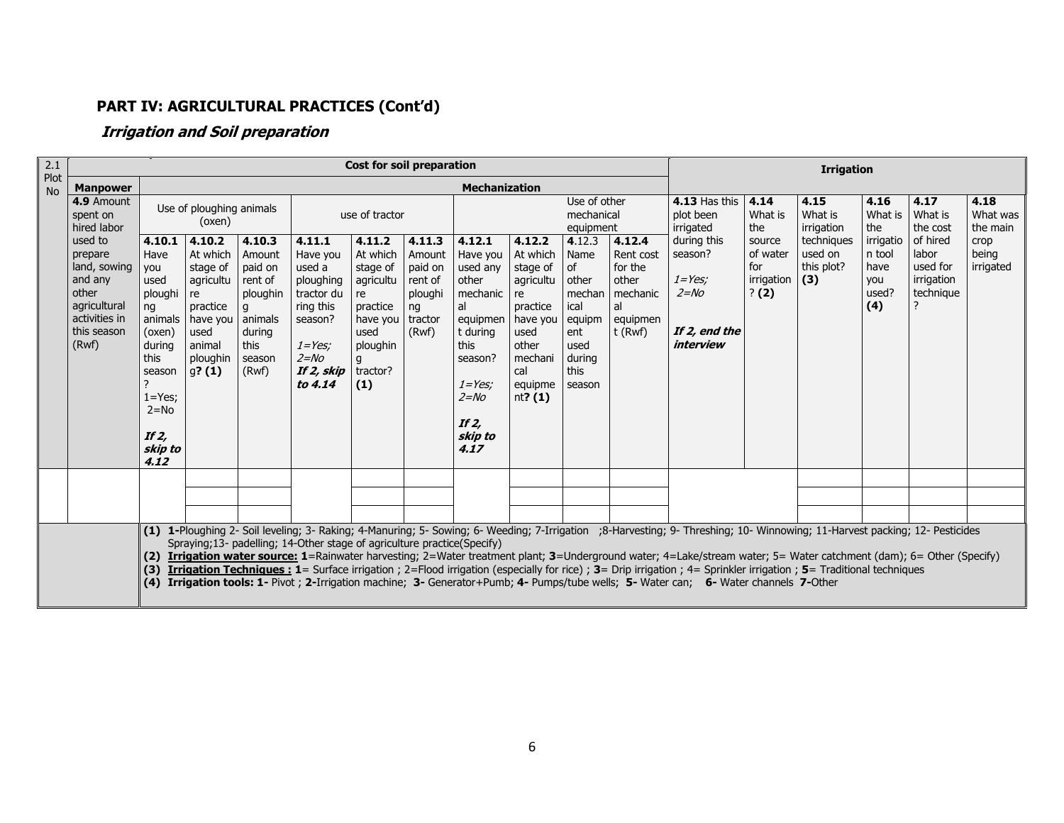## PART IV: AGRICULTURAL PRACTICES (Cont'd)

### *Irrigation and Soil preparation*

| 2.1 Plot No | Cost for soil preparation | | | | | | | | | | | | Irrigation | | | | | |
|---|---|---|---|---|---|---|---|---|---|---|---|---|---|---|---|---|---|---|
| | Manpower | Mechanization | | | | | | | | | | | | | | | | |
| | **4.9** Amount spent on hired labor used to prepare land, sowing and any other agricultural activities in this season (Rwf) | Use of ploughing animals (oxen) | | | use of tractor | | | Use of other mechanical equipment | | | | **4.13** Has this plot been irrigated during this season? *1=Yes; 2=No* ***If 2, end the interview*** | **4.14** What is the source of water for irrigation? **(2)** | **4.15** What is irrigation techniques used on this plot? **(3)** | **4.16** What is the irrigation tool have you used? **(4)** | **4.17** What is the cost of hired labor used for irrigation technique? | **4.18** What was the main crop being irrigated |
| | | **4.10.1** Have you used ploughing animals (oxen) during this season? 1=Yes; 2=No ***If 2, skip to 4.12*** | **4.10.2** At which stage of agriculture practice have you used animal ploughing**? (1)** | **4.10.3** Amount paid on rent of ploughing animals during this season (Rwf) | **4.11.1** Have you used a ploughing tractor during this season? *1=Yes; 2=No* ***If 2, skip to 4.14*** | **4.11.2** At which stage of agriculture practice have you used ploughing tractor? **(1)** | **4.11.3** Amount paid on rent of ploughing tractor (Rwf) | **4.12.1** Have you used any other mechanical equipment during this season? *1=Yes; 2=No* ***If 2, skip to 4.17*** | **4.12.2** At which stage of agriculture practice have you used other mechanical equipment**? (1)** | **4.12.3** Name of other mechanical equipment used during this season | **4.12.4** Rent cost for the other mechanical equipment (Rwf) | | | | | | |
| | | | | | | | | | | | | | | | | | |
| | | | | | | | | | | | | | | | | | |
| | | | | | | | | | | | | | | | | | |

**(1) 1-**Ploughing 2- Soil leveling; 3- Raking; 4-Manuring; 5- Sowing; 6- Weeding; 7-Irrigation ;8-Harvesting; 9- Threshing; 10- Winnowing; 11-Harvest packing; 12- Pesticides Spraying;13- padelling; 14-Other stage of agriculture practice(Specify)

**(2) Irrigation water source: 1**=Rainwater harvesting; 2=Water treatment plant; **3**=Underground water; 4=Lake/stream water; 5= Water catchment (dam); 6= Other (Specify)

**(3) Irrigation Techniques : 1**= Surface irrigation ; 2=Flood irrigation (especially for rice) ; **3**= Drip irrigation ; 4= Sprinkler irrigation ; **5**= Traditional techniques

**(4) Irrigation tools: 1-** Pivot ; **2-**Irrigation machine; **3-** Generator+Pumb; **4-** Pumps/tube wells; **5-** Water can; **6-** Water channels **7-**Other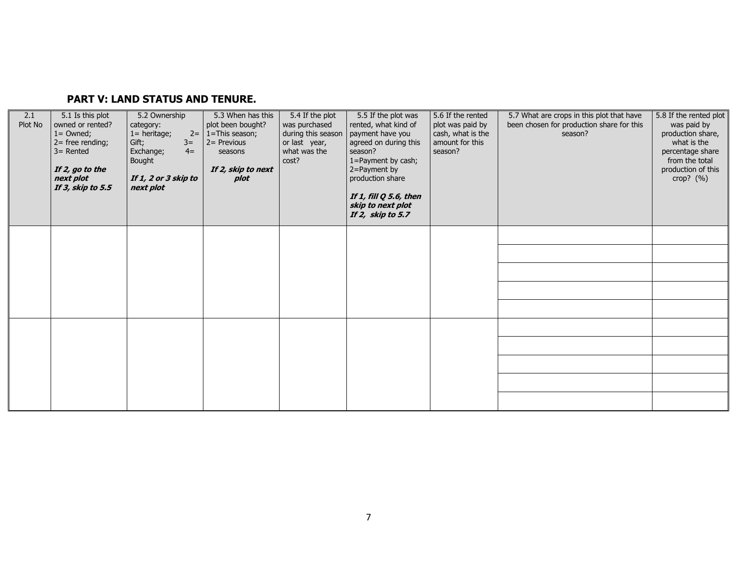## PART V: LAND STATUS AND TENURE.

| 2.1 Plot No | 5.1 Is this plot owned or rented?<br>1= Owned;<br>2= free rending;<br>3= Rented<br>***If 2, go to the next plot***<br>***If 3, skip to 5.5*** | 5.2 Ownership category:<br>1= heritage; 2= Gift; 3= Exchange; 4= Bought<br>***If 1, 2 or 3 skip to next plot*** | 5.3 When has this plot been bought?<br>1=This season;<br>2= Previous seasons<br>***If 2, skip to next plot*** | 5.4 If the plot was purchased during this season or last year, what was the cost? | 5.5 If the plot was rented, what kind of payment have you agreed on during this season?<br>1=Payment by cash;<br>2=Payment by production share<br>***If 1, fill Q 5.6, then skip to next plot***<br>***If 2, skip to 5.7*** | 5.6 If the rented plot was paid by cash, what is the amount for this season? | 5.7 What are crops in this plot that have been chosen for production share for this season? | 5.8 If the rented plot was paid by production share, what is the percentage share from the total production of this crop? (%) |
|---|---|---|---|---|---|---|---|---|
| | | | | | | | | |
| | | | | | | | | |
| | | | | | | | | |
| | | | | | | | | |
| | | | | | | | | |
| | | | | | | | | |
| | | | | | | | | |
| | | | | | | | | |
| | | | | | | | | |
| | | | | | | | | |